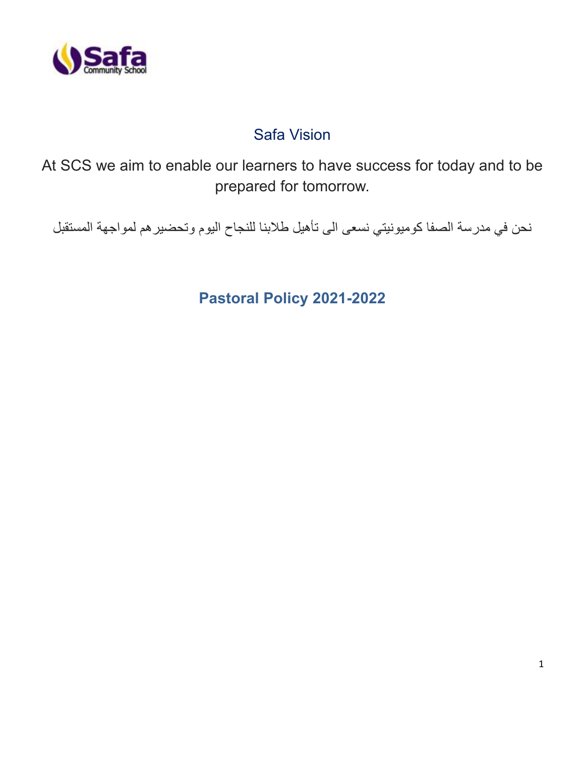Safa Community School

## Safa Vision

At SCS we aim to enable our learners to have success for today and to be prepared for tomorrow.

نحن في مدرسة الصفا كوميونيتي نسعى الى تأهيل طلابنا للنجاح اليوم وتحضيرهم لمواجهة المستقبل

# Pastoral Policy 2021-2022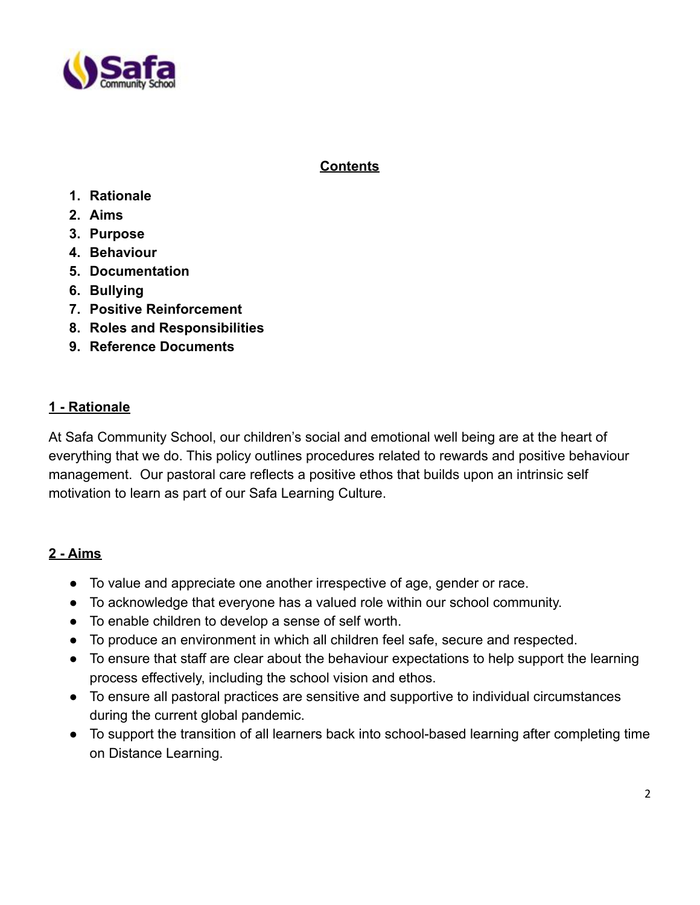**Contents**

1. **Rationale**
2. **Aims**
3. **Purpose**
4. **Behaviour**
5. **Documentation**
6. **Bullying**
7. **Positive Reinforcement**
8. **Roles and Responsibilities**
9. **Reference Documents**

## 1 - Rationale

At Safa Community School, our children's social and emotional well being are at the heart of everything that we do. This policy outlines procedures related to rewards and positive behaviour management. Our pastoral care reflects a positive ethos that builds upon an intrinsic self motivation to learn as part of our Safa Learning Culture.

## 2 - Aims

- To value and appreciate one another irrespective of age, gender or race.
- To acknowledge that everyone has a valued role within our school community.
- To enable children to develop a sense of self worth.
- To produce an environment in which all children feel safe, secure and respected.
- To ensure that staff are clear about the behaviour expectations to help support the learning process effectively, including the school vision and ethos.
- To ensure all pastoral practices are sensitive and supportive to individual circumstances during the current global pandemic.
- To support the transition of all learners back into school-based learning after completing time on Distance Learning.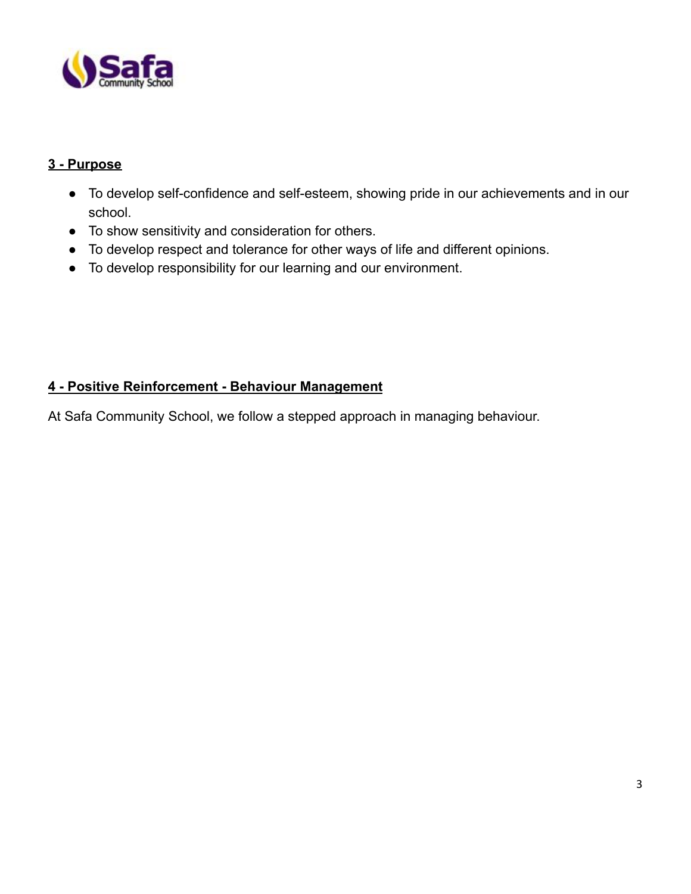## 3 - Purpose

- To develop self-confidence and self-esteem, showing pride in our achievements and in our school.
- To show sensitivity and consideration for others.
- To develop respect and tolerance for other ways of life and different opinions.
- To develop responsibility for our learning and our environment.

## 4 - Positive Reinforcement - Behaviour Management

At Safa Community School, we follow a stepped approach in managing behaviour.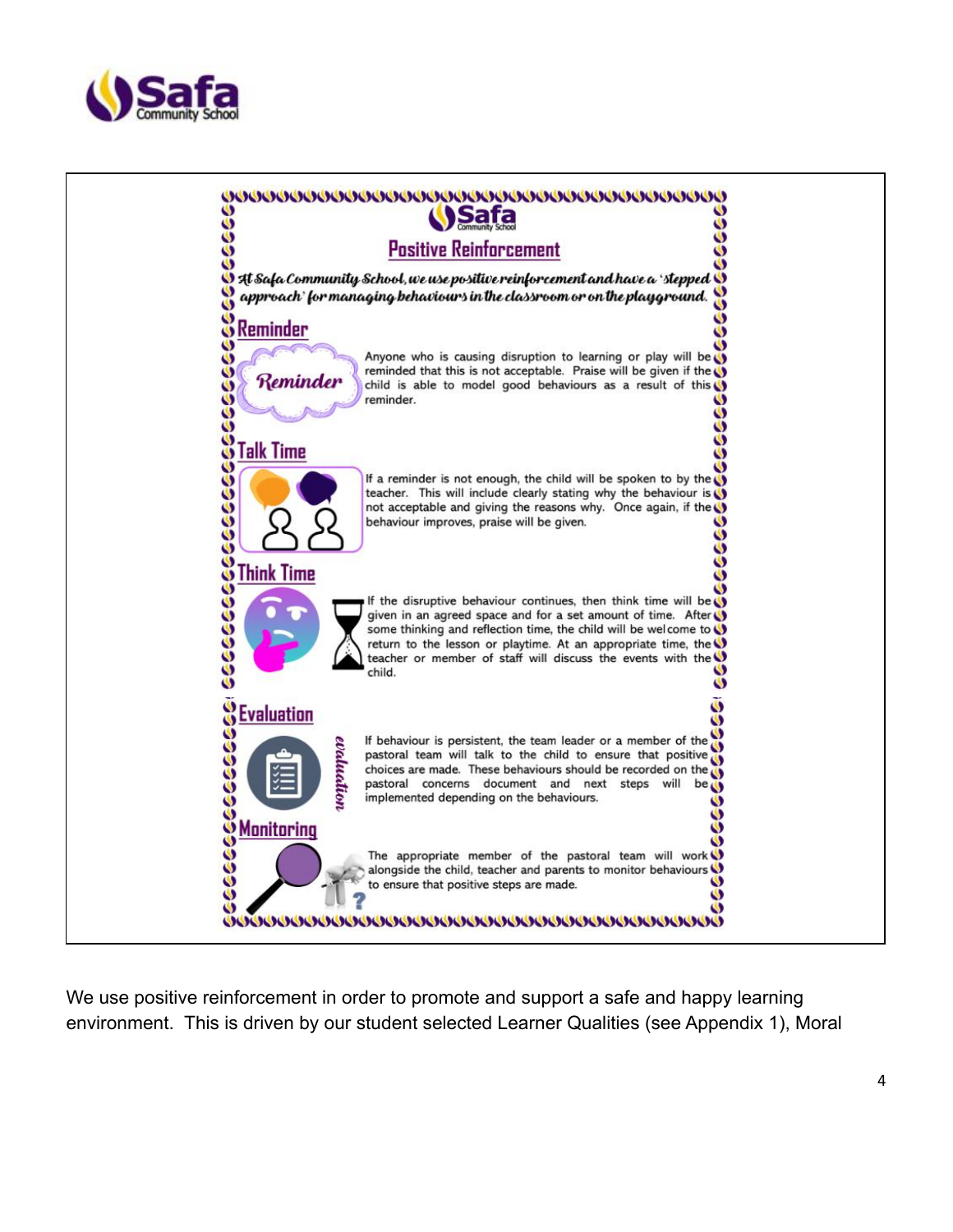## Positive Reinforcement

*At Safa Community School, we use positive reinforcement and have a 'stepped approach' for managing behaviours in the classroom or on the playground.*

### Reminder

Anyone who is causing disruption to learning or play will be reminded that this is not acceptable. Praise will be given if the child is able to model good behaviours as a result of this reminder.

### Talk Time

If a reminder is not enough, the child will be spoken to by the teacher. This will include clearly stating why the behaviour is not acceptable and giving the reasons why. Once again, if the behaviour improves, praise will be given.

### Think Time

If the disruptive behaviour continues, then think time will be given in an agreed space and for a set amount of time. After some thinking and reflection time, the child will be welcome to return to the lesson or playtime. At an appropriate time, the teacher or member of staff will discuss the events with the child.

### Evaluation

If behaviour is persistent, the team leader or a member of the pastoral team will talk to the child to ensure that positive choices are made. These behaviours should be recorded on the pastoral concerns document and next steps will be implemented depending on the behaviours.

### Monitoring

The appropriate member of the pastoral team will work alongside the child, teacher and parents to monitor behaviours to ensure that positive steps are made.

We use positive reinforcement in order to promote and support a safe and happy learning environment. This is driven by our student selected Learner Qualities (see Appendix 1), Moral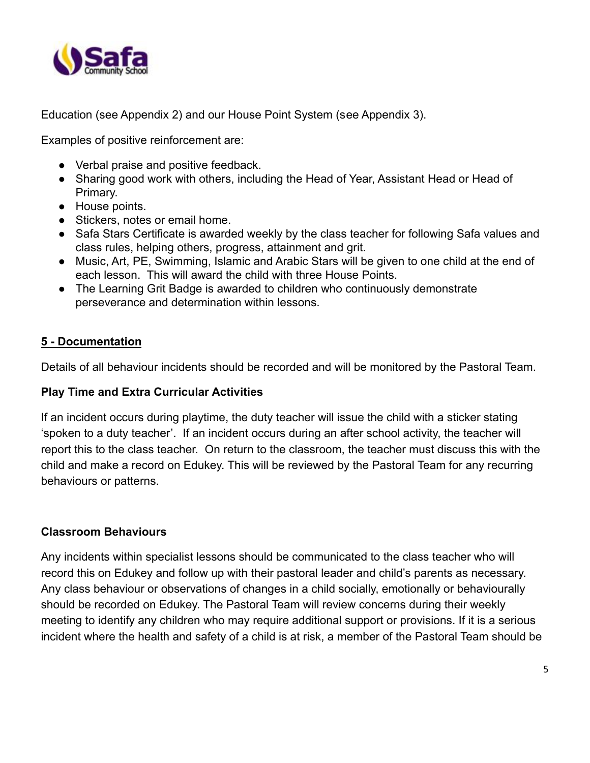Education (see Appendix 2) and our House Point System (see Appendix 3).

Examples of positive reinforcement are:

- Verbal praise and positive feedback.
- Sharing good work with others, including the Head of Year, Assistant Head or Head of Primary.
- House points.
- Stickers, notes or email home.
- Safa Stars Certificate is awarded weekly by the class teacher for following Safa values and class rules, helping others, progress, attainment and grit.
- Music, Art, PE, Swimming, Islamic and Arabic Stars will be given to one child at the end of each lesson. This will award the child with three House Points.
- The Learning Grit Badge is awarded to children who continuously demonstrate perseverance and determination within lessons.

## 5 - Documentation

Details of all behaviour incidents should be recorded and will be monitored by the Pastoral Team.

### Play Time and Extra Curricular Activities

If an incident occurs during playtime, the duty teacher will issue the child with a sticker stating 'spoken to a duty teacher'. If an incident occurs during an after school activity, the teacher will report this to the class teacher. On return to the classroom, the teacher must discuss this with the child and make a record on Edukey. This will be reviewed by the Pastoral Team for any recurring behaviours or patterns.

### Classroom Behaviours

Any incidents within specialist lessons should be communicated to the class teacher who will record this on Edukey and follow up with their pastoral leader and child's parents as necessary. Any class behaviour or observations of changes in a child socially, emotionally or behaviourally should be recorded on Edukey. The Pastoral Team will review concerns during their weekly meeting to identify any children who may require additional support or provisions. If it is a serious incident where the health and safety of a child is at risk, a member of the Pastoral Team should be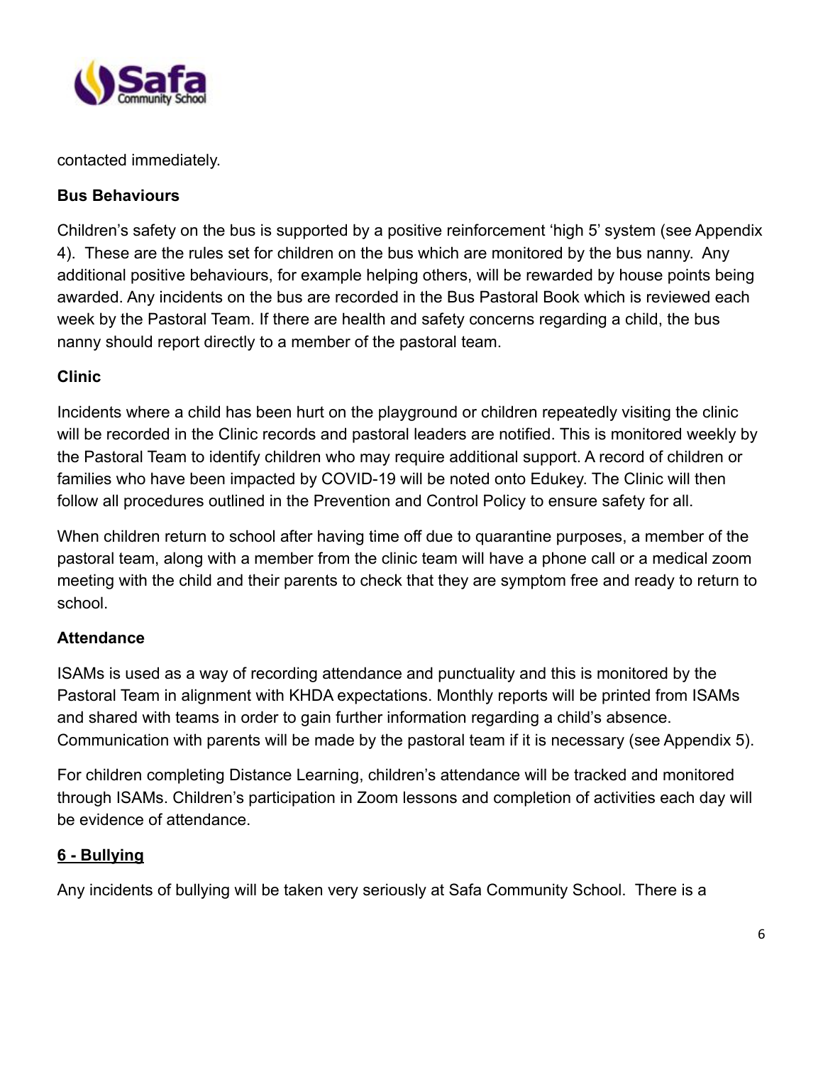contacted immediately.

**Bus Behaviours**

Children's safety on the bus is supported by a positive reinforcement 'high 5' system (see Appendix 4). These are the rules set for children on the bus which are monitored by the bus nanny. Any additional positive behaviours, for example helping others, will be rewarded by house points being awarded. Any incidents on the bus are recorded in the Bus Pastoral Book which is reviewed each week by the Pastoral Team. If there are health and safety concerns regarding a child, the bus nanny should report directly to a member of the pastoral team.

**Clinic**

Incidents where a child has been hurt on the playground or children repeatedly visiting the clinic will be recorded in the Clinic records and pastoral leaders are notified. This is monitored weekly by the Pastoral Team to identify children who may require additional support. A record of children or families who have been impacted by COVID-19 will be noted onto Edukey. The Clinic will then follow all procedures outlined in the Prevention and Control Policy to ensure safety for all.

When children return to school after having time off due to quarantine purposes, a member of the pastoral team, along with a member from the clinic team will have a phone call or a medical zoom meeting with the child and their parents to check that they are symptom free and ready to return to school.

**Attendance**

ISAMs is used as a way of recording attendance and punctuality and this is monitored by the Pastoral Team in alignment with KHDA expectations. Monthly reports will be printed from ISAMs and shared with teams in order to gain further information regarding a child's absence. Communication with parents will be made by the pastoral team if it is necessary (see Appendix 5).

For children completing Distance Learning, children's attendance will be tracked and monitored through ISAMs. Children's participation in Zoom lessons and completion of activities each day will be evidence of attendance.

## 6 - Bullying

Any incidents of bullying will be taken very seriously at Safa Community School. There is a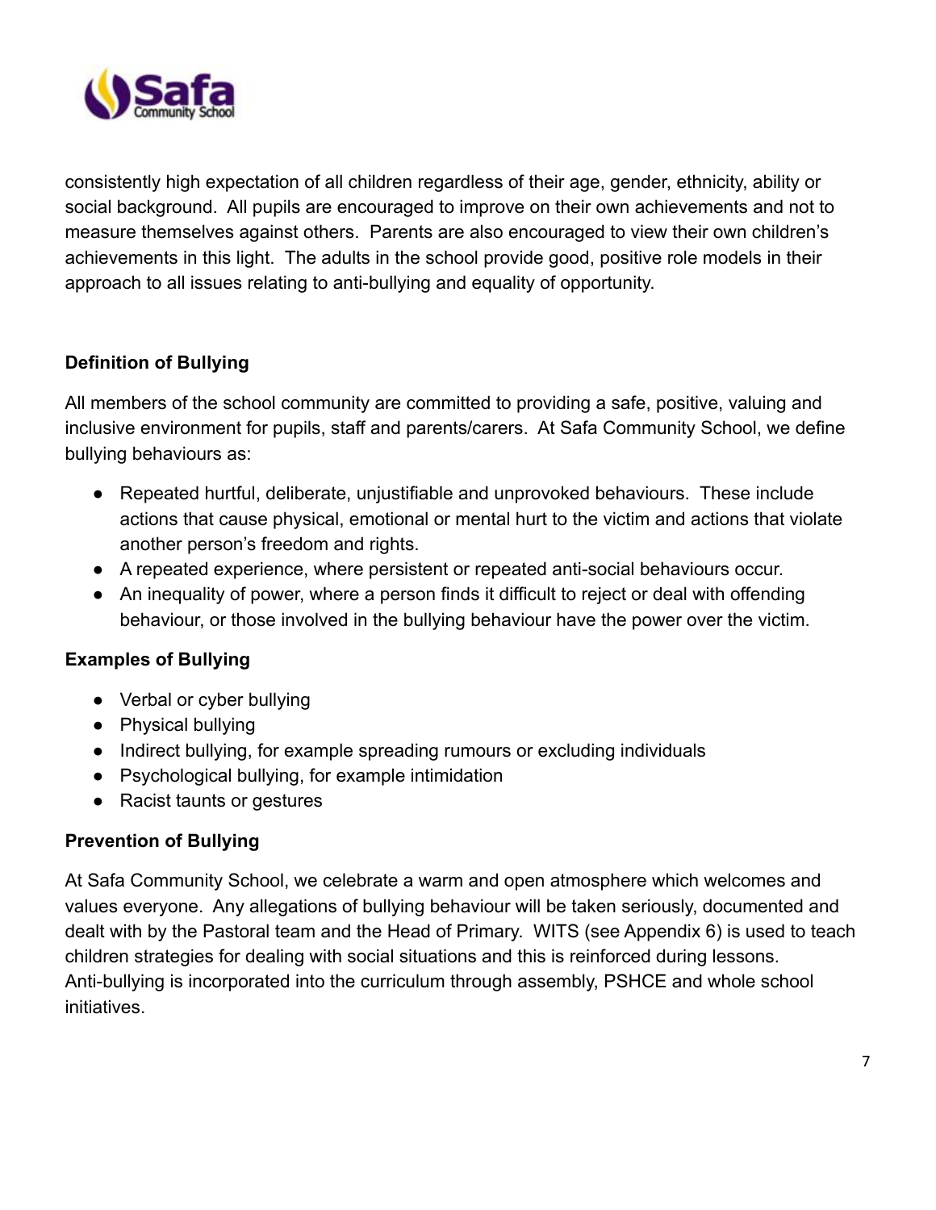consistently high expectation of all children regardless of their age, gender, ethnicity, ability or social background. All pupils are encouraged to improve on their own achievements and not to measure themselves against others. Parents are also encouraged to view their own children's achievements in this light. The adults in the school provide good, positive role models in their approach to all issues relating to anti-bullying and equality of opportunity.

## Definition of Bullying

All members of the school community are committed to providing a safe, positive, valuing and inclusive environment for pupils, staff and parents/carers. At Safa Community School, we define bullying behaviours as:

- Repeated hurtful, deliberate, unjustifiable and unprovoked behaviours. These include actions that cause physical, emotional or mental hurt to the victim and actions that violate another person's freedom and rights.
- A repeated experience, where persistent or repeated anti-social behaviours occur.
- An inequality of power, where a person finds it difficult to reject or deal with offending behaviour, or those involved in the bullying behaviour have the power over the victim.

## Examples of Bullying

- Verbal or cyber bullying
- Physical bullying
- Indirect bullying, for example spreading rumours or excluding individuals
- Psychological bullying, for example intimidation
- Racist taunts or gestures

## Prevention of Bullying

At Safa Community School, we celebrate a warm and open atmosphere which welcomes and values everyone. Any allegations of bullying behaviour will be taken seriously, documented and dealt with by the Pastoral team and the Head of Primary. WITS (see Appendix 6) is used to teach children strategies for dealing with social situations and this is reinforced during lessons. Anti-bullying is incorporated into the curriculum through assembly, PSHCE and whole school initiatives.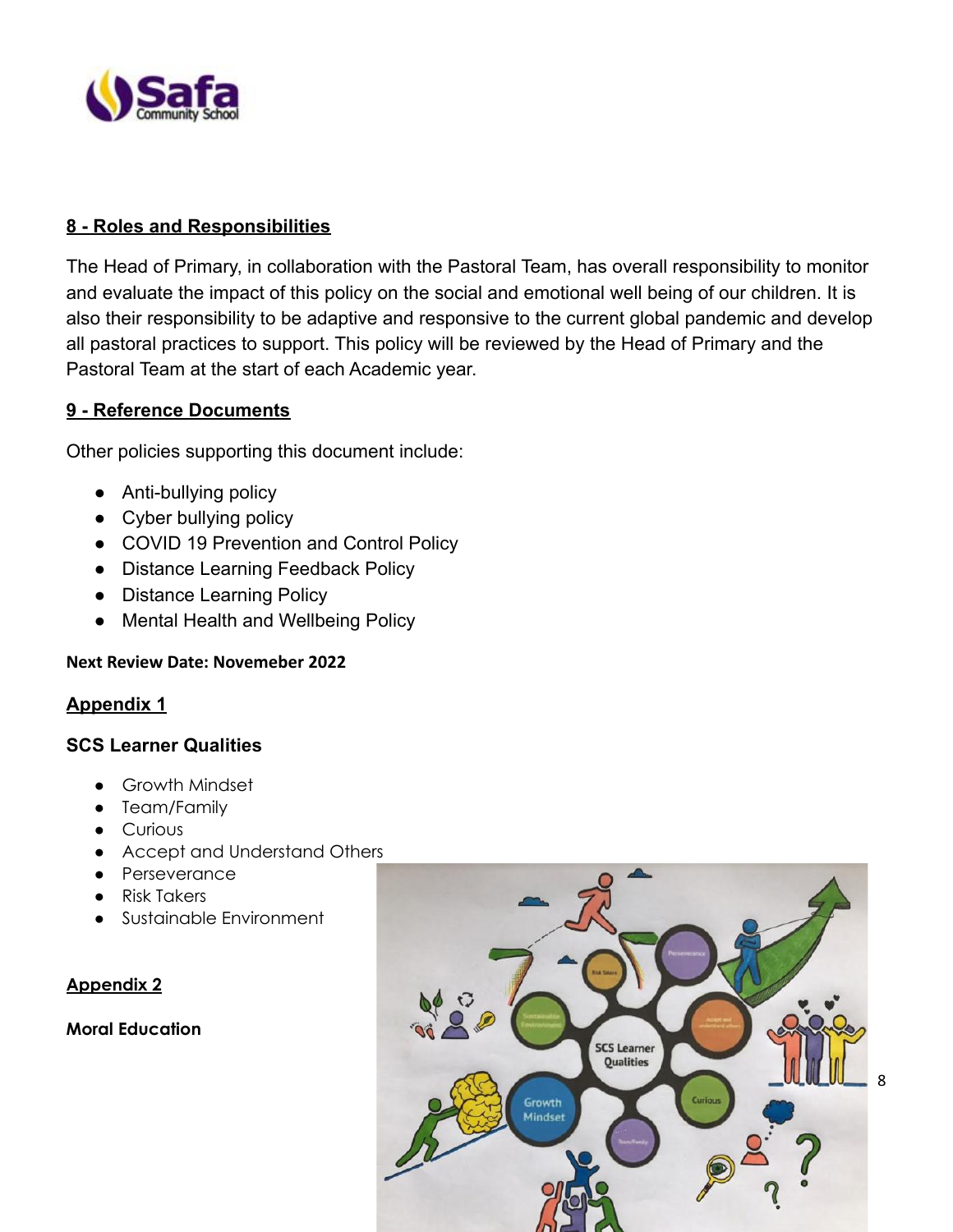## 8 - Roles and Responsibilities

The Head of Primary, in collaboration with the Pastoral Team, has overall responsibility to monitor and evaluate the impact of this policy on the social and emotional well being of our children. It is also their responsibility to be adaptive and responsive to the current global pandemic and develop all pastoral practices to support. This policy will be reviewed by the Head of Primary and the Pastoral Team at the start of each Academic year.

## 9 - Reference Documents

Other policies supporting this document include:

- Anti-bullying policy
- Cyber bullying policy
- COVID 19 Prevention and Control Policy
- Distance Learning Feedback Policy
- Distance Learning Policy
- Mental Health and Wellbeing Policy

**Next Review Date: Novemeber 2022**

## Appendix 1

### SCS Learner Qualities

- Growth Mindset
- Team/Family
- Curious
- Accept and Understand Others
- Perseverance
- Risk Takers
- Sustainable Environment

## Appendix 2

### Moral Education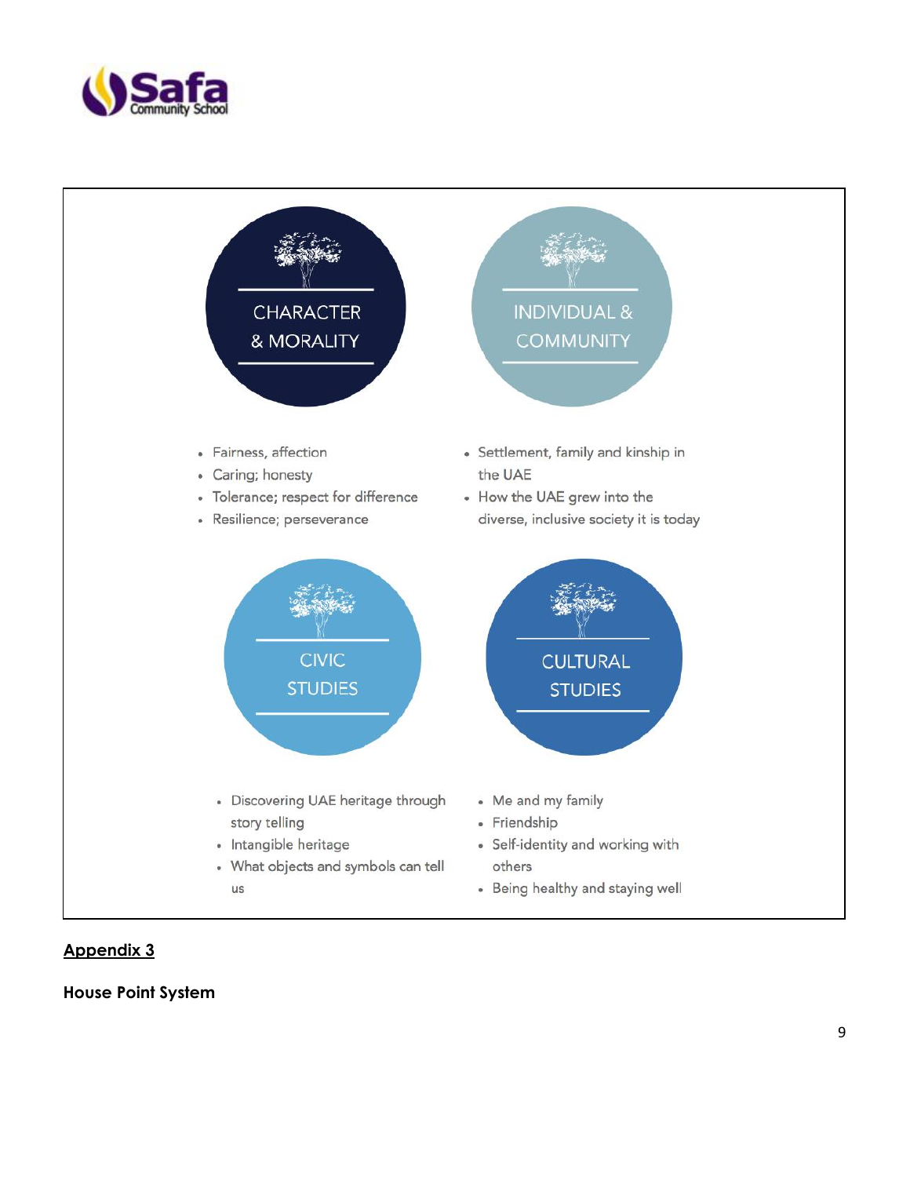**CHARACTER & MORALITY**

- Fairness, affection
- Caring; honesty
- Tolerance; respect for difference
- Resilience; perseverance

**INDIVIDUAL & COMMUNITY**

- Settlement, family and kinship in the UAE
- How the UAE grew into the diverse, inclusive society it is today

**CIVIC STUDIES**

- Discovering UAE heritage through story telling
- Intangible heritage
- What objects and symbols can tell us

**CULTURAL STUDIES**

- Me and my family
- Friendship
- Self-identity and working with others
- Being healthy and staying well

## Appendix 3

**House Point System**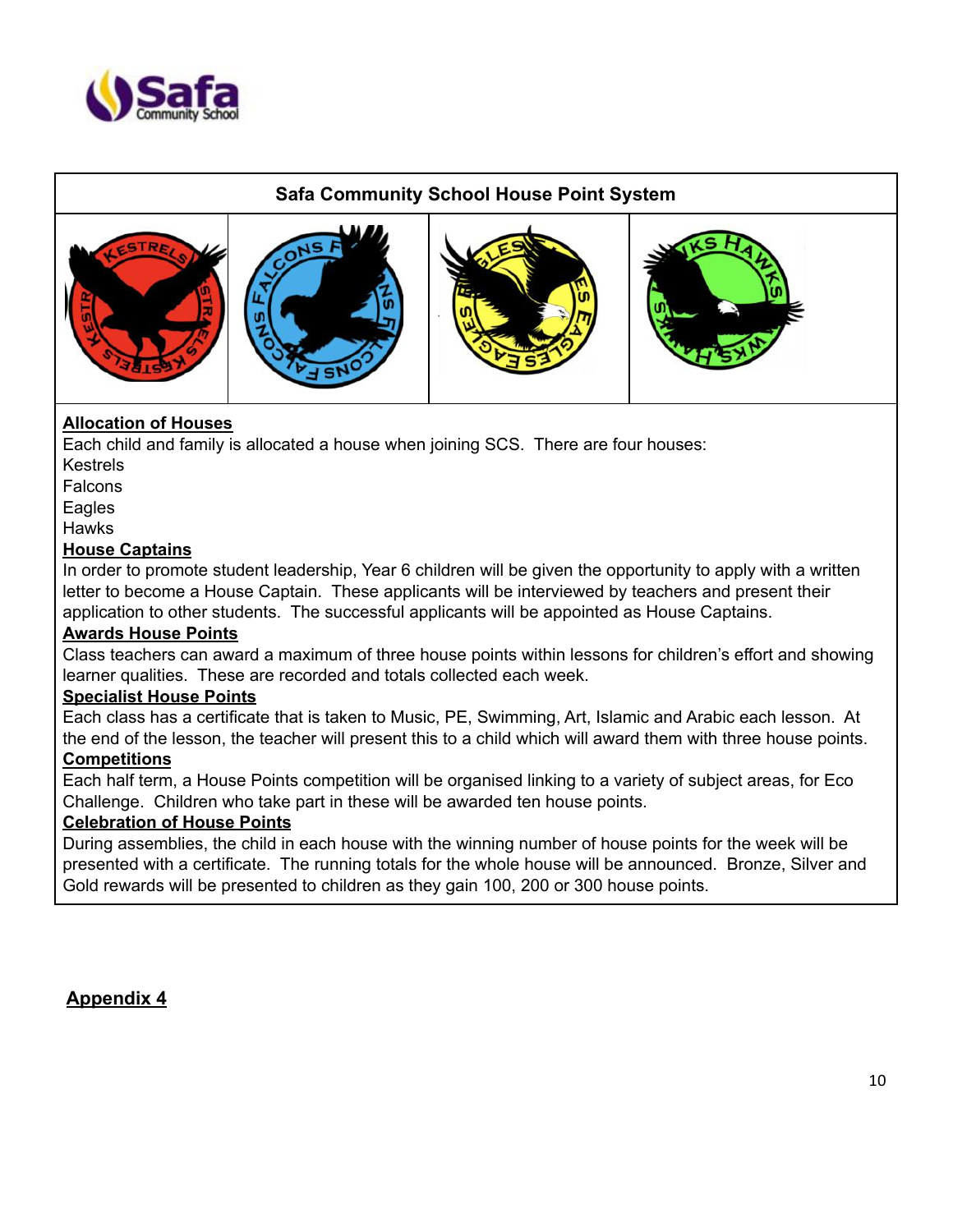## Safa Community School House Point System

**Allocation of Houses**

Each child and family is allocated a house when joining SCS. There are four houses:

Kestrels
Falcons
Eagles
Hawks

**House Captains**

In order to promote student leadership, Year 6 children will be given the opportunity to apply with a written letter to become a House Captain. These applicants will be interviewed by teachers and present their application to other students. The successful applicants will be appointed as House Captains.

**Awards House Points**

Class teachers can award a maximum of three house points within lessons for children's effort and showing learner qualities. These are recorded and totals collected each week.

**Specialist House Points**

Each class has a certificate that is taken to Music, PE, Swimming, Art, Islamic and Arabic each lesson. At the end of the lesson, the teacher will present this to a child which will award them with three house points.

**Competitions**

Each half term, a House Points competition will be organised linking to a variety of subject areas, for Eco Challenge. Children who take part in these will be awarded ten house points.

**Celebration of House Points**

During assemblies, the child in each house with the winning number of house points for the week will be presented with a certificate. The running totals for the whole house will be announced. Bronze, Silver and Gold rewards will be presented to children as they gain 100, 200 or 300 house points.

## Appendix 4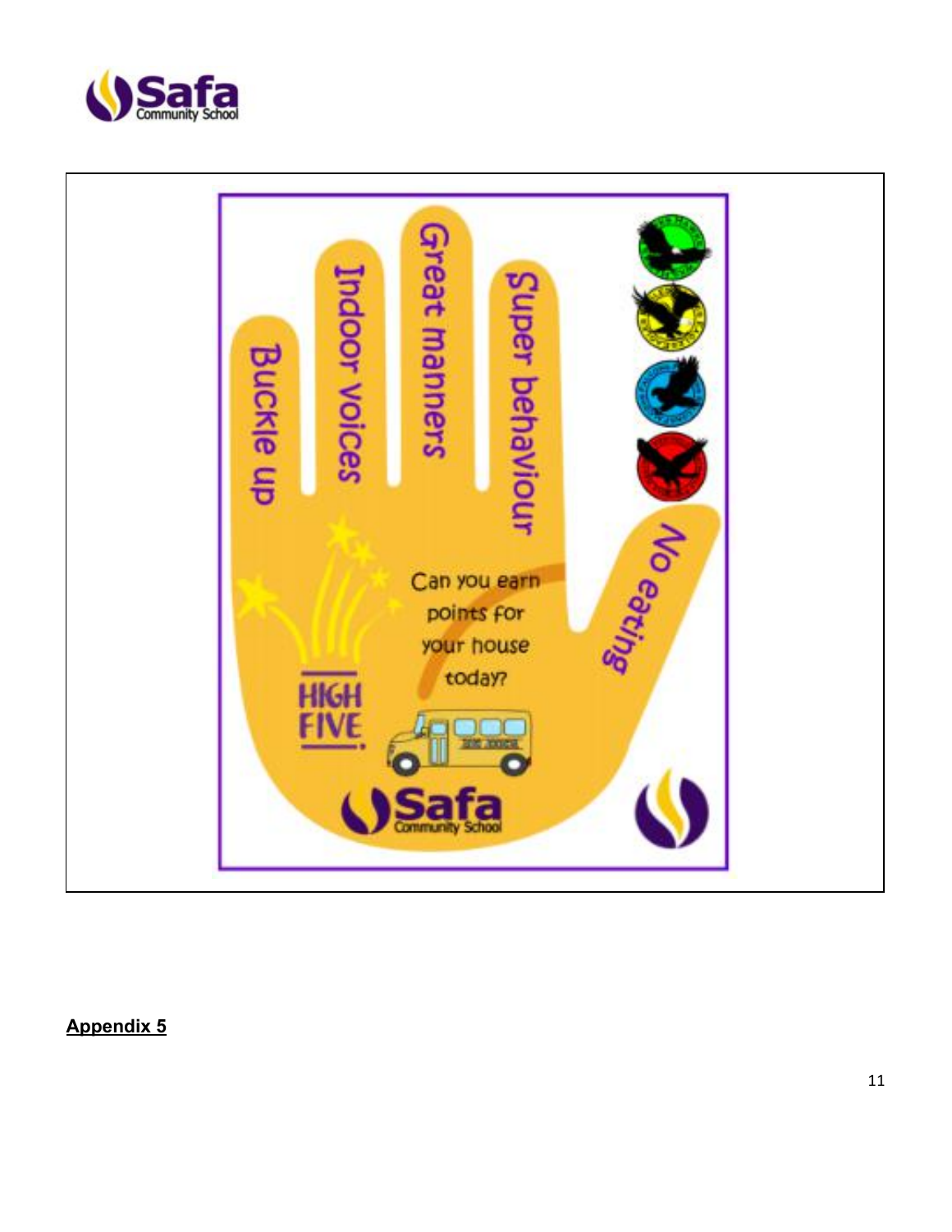Buckle up

Indoor voices

Great manners

Super behaviour

No eating

Can you earn points for your house today?

HIGH FIVE

**Appendix 5**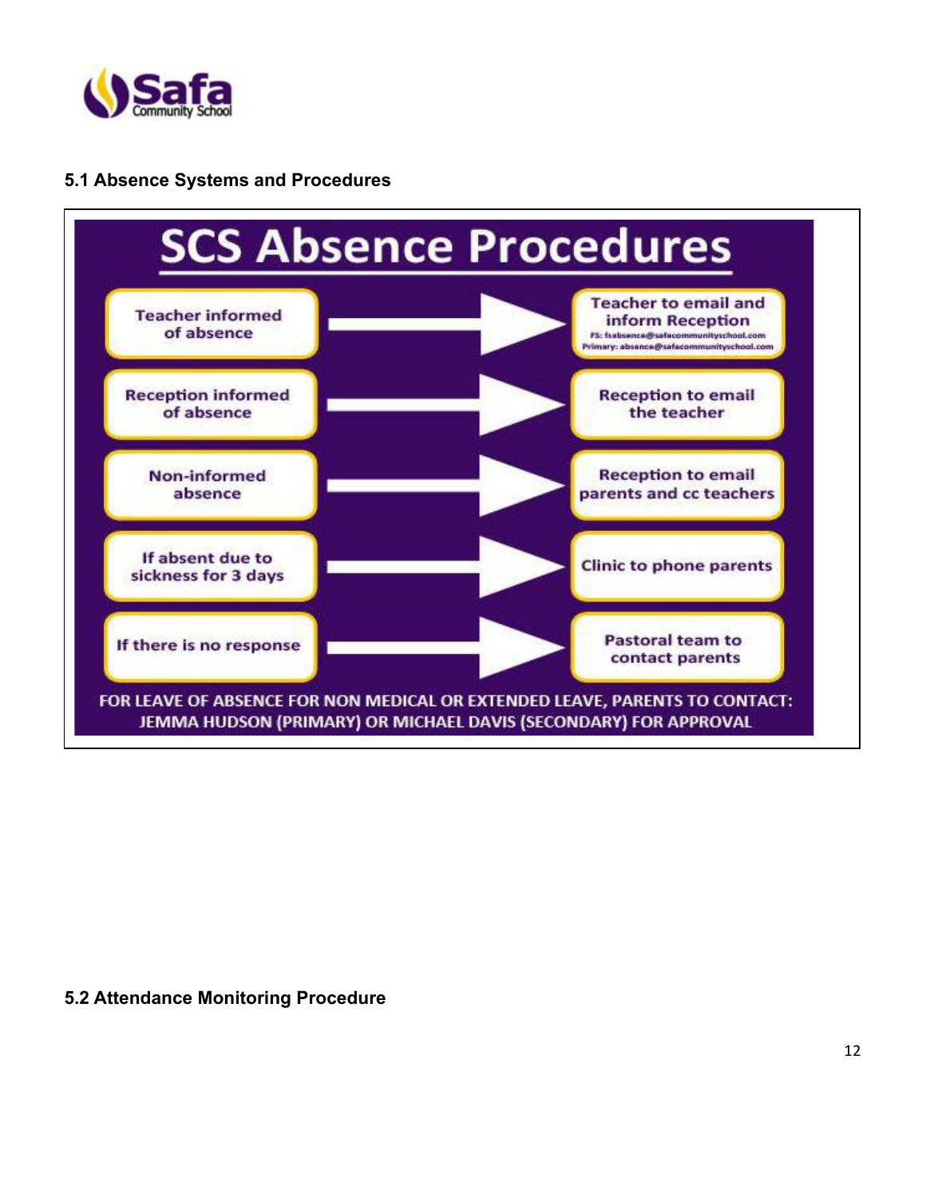### 5.1 Absence Systems and Procedures

## SCS Absence Procedures

| Situation | Action |
|---|---|
| Teacher informed of absence | Teacher to email and inform Reception<br>FS: fsabsence@safacommunityschool.com<br>Primary: absence@safacommunityschool.com |
| Reception informed of absence | Reception to email the teacher |
| Non-informed absence | Reception to email parents and cc teachers |
| If absent due to sickness for 3 days | Clinic to phone parents |
| If there is no response | Pastoral team to contact parents |

FOR LEAVE OF ABSENCE FOR NON MEDICAL OR EXTENDED LEAVE, PARENTS TO CONTACT: JEMMA HUDSON (PRIMARY) OR MICHAEL DAVIS (SECONDARY) FOR APPROVAL

### 5.2 Attendance Monitoring Procedure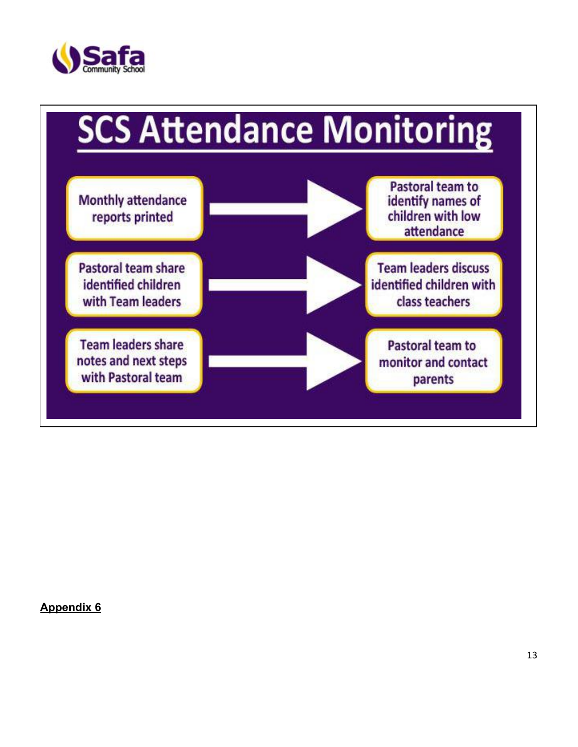# SCS Attendance Monitoring

- Monthly attendance reports printed → Pastoral team to identify names of children with low attendance
- Pastoral team share identified children with Team leaders → Team leaders discuss identified children with class teachers
- Team leaders share notes and next steps with Pastoral team → Pastoral team to monitor and contact parents

**Appendix 6**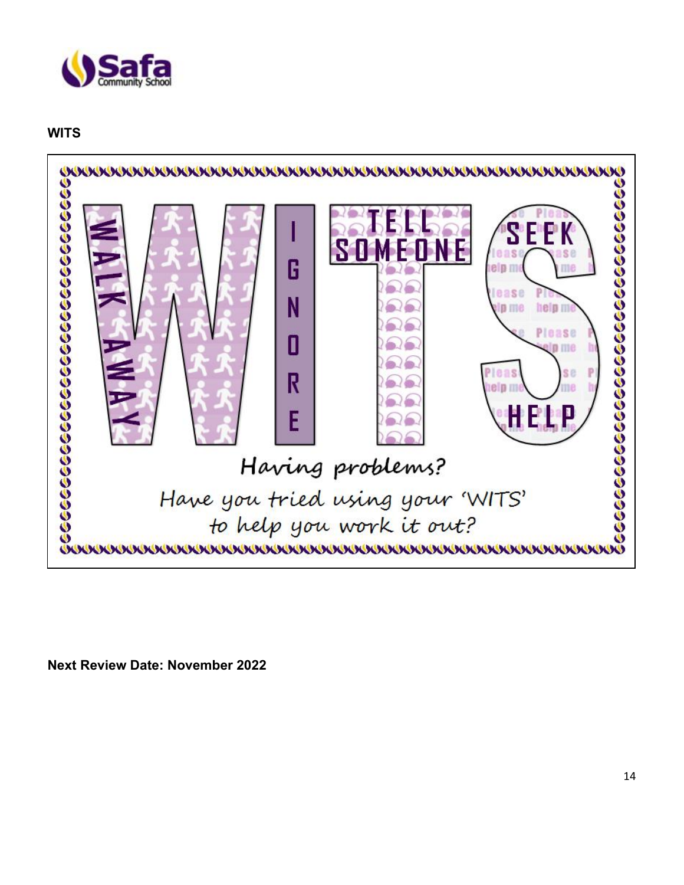## WITS

WALK AWAY

IGNORE

TELL SOMEONE

SEEK HELP

Having problems?

Have you tried using your 'WITS' to help you work it out?

**Next Review Date: November 2022**